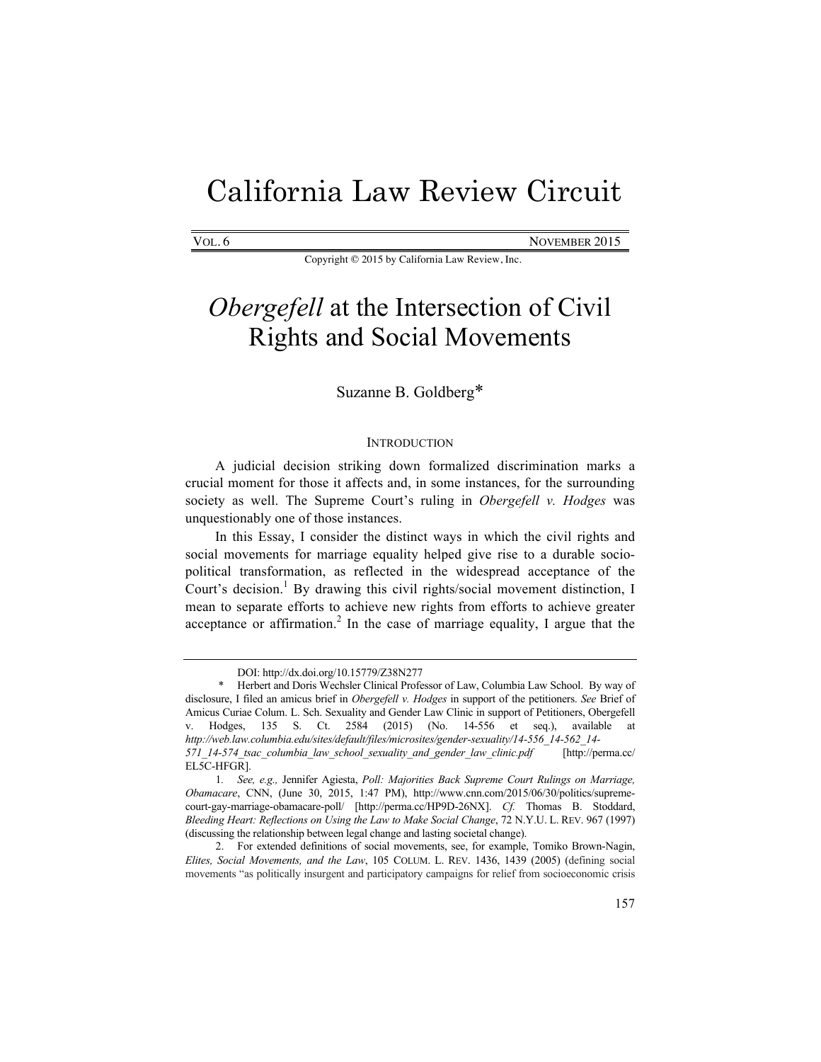# California Law Review Circuit

VOL. 6 NOVEMBER 2015

Copyright © 2015 by California Law Review, Inc.

# *Obergefell* at the Intersection of Civil Rights and Social Movements

Suzanne B. Goldberg*

## INTRODUCTION

A judicial decision striking down formalized discrimination marks a crucial moment for those it affects and, in some instances, for the surrounding society as well. The Supreme Court's ruling in *Obergefell v. Hodges* was unquestionably one of those instances.

In this Essay, I consider the distinct ways in which the civil rights and social movements for marriage equality helped give rise to a durable socio-political transformation, as reflected in the widespread acceptance of the Court's decision.[1] By drawing this civil rights/social movement distinction, I mean to separate efforts to achieve new rights from efforts to achieve greater acceptance or affirmation.[2] In the case of marriage equality, I argue that the

---

DOI: http://dx.doi.org/10.15779/Z38N277

\* Herbert and Doris Wechsler Clinical Professor of Law, Columbia Law School. By way of disclosure, I filed an amicus brief in *Obergefell v. Hodges* in support of the petitioners. *See* Brief of Amicus Curiae Colum. L. Sch. Sexuality and Gender Law Clinic in support of Petitioners, Obergefell v. Hodges, 135 S. Ct. 2584 (2015) (No. 14-556 et seq.), available at *http://web.law.columbia.edu/sites/default/files/microsites/gender-sexuality/14-556_14-562_14-571_14-574_tsac_columbia_law_school_sexuality_and_gender_law_clinic.pdf* [http://perma.cc/EL5C-HFGR].

1. *See, e.g.,* Jennifer Agiesta, *Poll: Majorities Back Supreme Court Rulings on Marriage, Obamacare*, CNN, (June 30, 2015, 1:47 PM), http://www.cnn.com/2015/06/30/politics/supreme-court-gay-marriage-obamacare-poll/ [http://perma.cc/HP9D-26NX]. *Cf.* Thomas B. Stoddard, *Bleeding Heart: Reflections on Using the Law to Make Social Change*, 72 N.Y.U. L. REV. 967 (1997) (discussing the relationship between legal change and lasting societal change).

2. For extended definitions of social movements, see, for example, Tomiko Brown-Nagin, *Elites, Social Movements, and the Law*, 105 COLUM. L. REV. 1436, 1439 (2005) (defining social movements "as politically insurgent and participatory campaigns for relief from socioeconomic crisis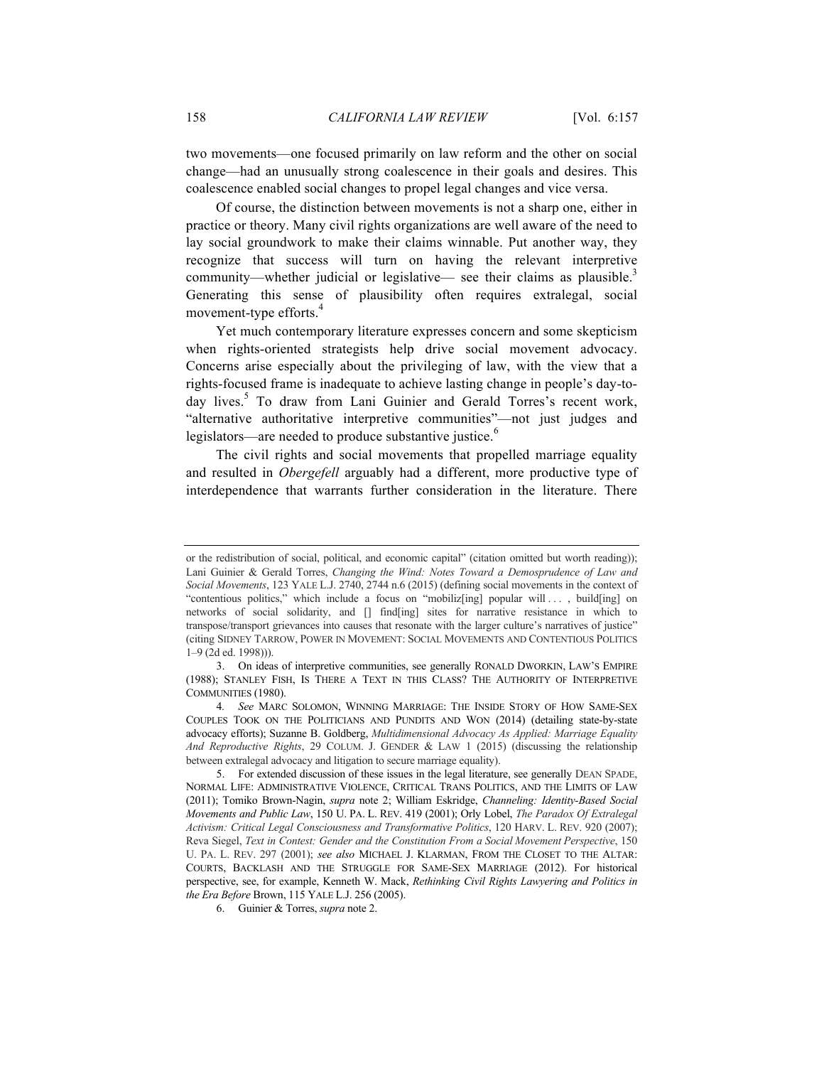two movements—one focused primarily on law reform and the other on social change—had an unusually strong coalescence in their goals and desires. This coalescence enabled social changes to propel legal changes and vice versa.

Of course, the distinction between movements is not a sharp one, either in practice or theory. Many civil rights organizations are well aware of the need to lay social groundwork to make their claims winnable. Put another way, they recognize that success will turn on having the relevant interpretive community—whether judicial or legislative— see their claims as plausible.[3] Generating this sense of plausibility often requires extralegal, social movement-type efforts.[4]

Yet much contemporary literature expresses concern and some skepticism when rights-oriented strategists help drive social movement advocacy. Concerns arise especially about the privileging of law, with the view that a rights-focused frame is inadequate to achieve lasting change in people's day-to-day lives.[5] To draw from Lani Guinier and Gerald Torres's recent work, "alternative authoritative interpretive communities"—not just judges and legislators—are needed to produce substantive justice.[6]

The civil rights and social movements that propelled marriage equality and resulted in *Obergefell* arguably had a different, more productive type of interdependence that warrants further consideration in the literature. There

---

or the redistribution of social, political, and economic capital" (citation omitted but worth reading)); Lani Guinier & Gerald Torres, *Changing the Wind: Notes Toward a Demosprudence of Law and Social Movements*, 123 YALE L.J. 2740, 2744 n.6 (2015) (defining social movements in the context of "contentious politics," which include a focus on "mobiliz[ing] popular will . . . , build[ing] on networks of social solidarity, and [] find[ing] sites for narrative resistance in which to transpose/transport grievances into causes that resonate with the larger culture's narratives of justice" (citing SIDNEY TARROW, POWER IN MOVEMENT: SOCIAL MOVEMENTS AND CONTENTIOUS POLITICS 1–9 (2d ed. 1998))).

3. On ideas of interpretive communities, see generally RONALD DWORKIN, LAW'S EMPIRE (1988); STANLEY FISH, IS THERE A TEXT IN THIS CLASS? THE AUTHORITY OF INTERPRETIVE COMMUNITIES (1980).

4. *See* MARC SOLOMON, WINNING MARRIAGE: THE INSIDE STORY OF HOW SAME-SEX COUPLES TOOK ON THE POLITICIANS AND PUNDITS AND WON (2014) (detailing state-by-state advocacy efforts); Suzanne B. Goldberg, *Multidimensional Advocacy As Applied: Marriage Equality And Reproductive Rights*, 29 COLUM. J. GENDER & LAW 1 (2015) (discussing the relationship between extralegal advocacy and litigation to secure marriage equality).

5. For extended discussion of these issues in the legal literature, see generally DEAN SPADE, NORMAL LIFE: ADMINISTRATIVE VIOLENCE, CRITICAL TRANS POLITICS, AND THE LIMITS OF LAW (2011); Tomiko Brown-Nagin, *supra* note 2; William Eskridge, *Channeling: Identity-Based Social Movements and Public Law*, 150 U. PA. L. REV. 419 (2001); Orly Lobel, *The Paradox Of Extralegal Activism: Critical Legal Consciousness and Transformative Politics*, 120 HARV. L. REV. 920 (2007); Reva Siegel, *Text in Contest: Gender and the Constitution From a Social Movement Perspective*, 150 U. PA. L. REV. 297 (2001); *see also* MICHAEL J. KLARMAN, FROM THE CLOSET TO THE ALTAR: COURTS, BACKLASH AND THE STRUGGLE FOR SAME-SEX MARRIAGE (2012). For historical perspective, see, for example, Kenneth W. Mack, *Rethinking Civil Rights Lawyering and Politics in the Era Before* Brown, 115 YALE L.J. 256 (2005).

6. Guinier & Torres, *supra* note 2.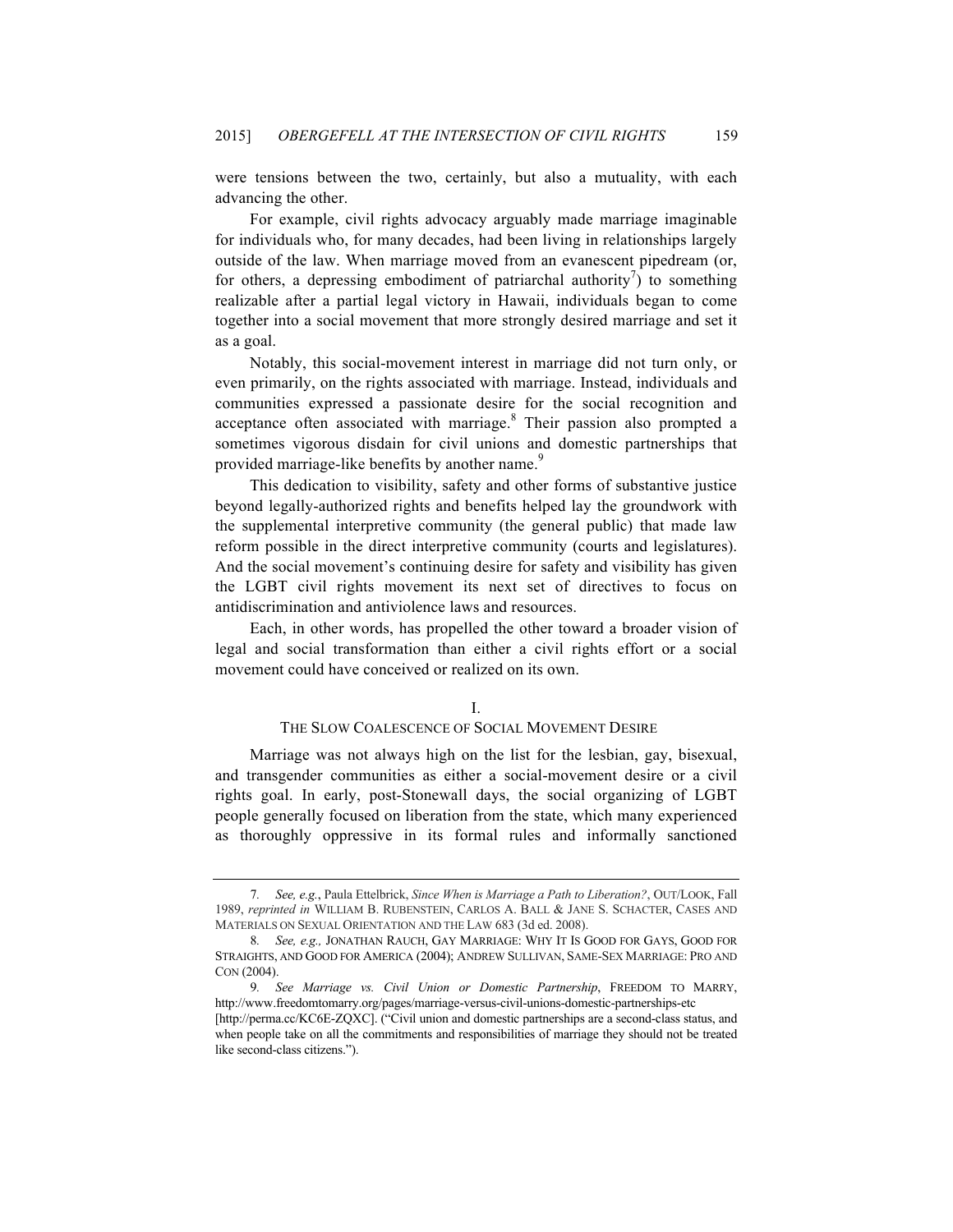were tensions between the two, certainly, but also a mutuality, with each advancing the other.

For example, civil rights advocacy arguably made marriage imaginable for individuals who, for many decades, had been living in relationships largely outside of the law. When marriage moved from an evanescent pipedream (or, for others, a depressing embodiment of patriarchal authority[7]) to something realizable after a partial legal victory in Hawaii, individuals began to come together into a social movement that more strongly desired marriage and set it as a goal.

Notably, this social-movement interest in marriage did not turn only, or even primarily, on the rights associated with marriage. Instead, individuals and communities expressed a passionate desire for the social recognition and acceptance often associated with marriage.[8] Their passion also prompted a sometimes vigorous disdain for civil unions and domestic partnerships that provided marriage-like benefits by another name.[9]

This dedication to visibility, safety and other forms of substantive justice beyond legally-authorized rights and benefits helped lay the groundwork with the supplemental interpretive community (the general public) that made law reform possible in the direct interpretive community (courts and legislatures). And the social movement's continuing desire for safety and visibility has given the LGBT civil rights movement its next set of directives to focus on antidiscrimination and antiviolence laws and resources.

Each, in other words, has propelled the other toward a broader vision of legal and social transformation than either a civil rights effort or a social movement could have conceived or realized on its own.

## I.
## THE SLOW COALESCENCE OF SOCIAL MOVEMENT DESIRE

Marriage was not always high on the list for the lesbian, gay, bisexual, and transgender communities as either a social-movement desire or a civil rights goal. In early, post-Stonewall days, the social organizing of LGBT people generally focused on liberation from the state, which many experienced as thoroughly oppressive in its formal rules and informally sanctioned

---

7. *See, e.g.*, Paula Ettelbrick, *Since When is Marriage a Path to Liberation?*, OUT/LOOK, Fall 1989, *reprinted in* WILLIAM B. RUBENSTEIN, CARLOS A. BALL & JANE S. SCHACTER, CASES AND MATERIALS ON SEXUAL ORIENTATION AND THE LAW 683 (3d ed. 2008).

8. *See, e.g.,* JONATHAN RAUCH, GAY MARRIAGE: WHY IT IS GOOD FOR GAYS, GOOD FOR STRAIGHTS, AND GOOD FOR AMERICA (2004); ANDREW SULLIVAN, SAME-SEX MARRIAGE: PRO AND CON (2004).

9. *See Marriage vs. Civil Union or Domestic Partnership*, FREEDOM TO MARRY, http://www.freedomtomarry.org/pages/marriage-versus-civil-unions-domestic-partnerships-etc [http://perma.cc/KC6E-ZQXC]. ("Civil union and domestic partnerships are a second-class status, and when people take on all the commitments and responsibilities of marriage they should not be treated like second-class citizens.").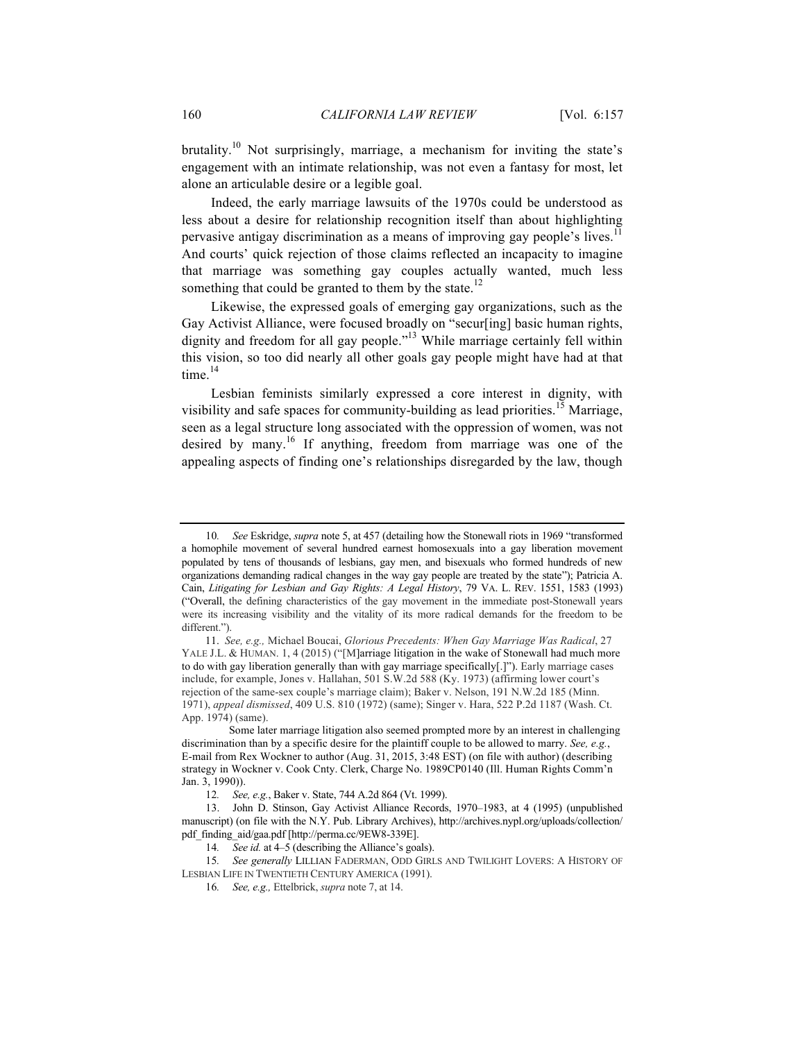brutality.[10] Not surprisingly, marriage, a mechanism for inviting the state's engagement with an intimate relationship, was not even a fantasy for most, let alone an articulable desire or a legible goal.

Indeed, the early marriage lawsuits of the 1970s could be understood as less about a desire for relationship recognition itself than about highlighting pervasive antigay discrimination as a means of improving gay people's lives.[11] And courts' quick rejection of those claims reflected an incapacity to imagine that marriage was something gay couples actually wanted, much less something that could be granted to them by the state.[12]

Likewise, the expressed goals of emerging gay organizations, such as the Gay Activist Alliance, were focused broadly on "secur[ing] basic human rights, dignity and freedom for all gay people."[13] While marriage certainly fell within this vision, so too did nearly all other goals gay people might have had at that time.[14]

Lesbian feminists similarly expressed a core interest in dignity, with visibility and safe spaces for community-building as lead priorities.[15] Marriage, seen as a legal structure long associated with the oppression of women, was not desired by many.[16] If anything, freedom from marriage was one of the appealing aspects of finding one's relationships disregarded by the law, though

---

10. *See* Eskridge, *supra* note 5, at 457 (detailing how the Stonewall riots in 1969 "transformed a homophile movement of several hundred earnest homosexuals into a gay liberation movement populated by tens of thousands of lesbians, gay men, and bisexuals who formed hundreds of new organizations demanding radical changes in the way gay people are treated by the state"); Patricia A. Cain, *Litigating for Lesbian and Gay Rights: A Legal History*, 79 VA. L. REV. 1551, 1583 (1993) ("Overall, the defining characteristics of the gay movement in the immediate post-Stonewall years were its increasing visibility and the vitality of its more radical demands for the freedom to be different.").

11. *See, e.g.,* Michael Boucai, *Glorious Precedents: When Gay Marriage Was Radical*, 27 YALE J.L. & HUMAN. 1, 4 (2015) ("[M]arriage litigation in the wake of Stonewall had much more to do with gay liberation generally than with gay marriage specifically[.]"). Early marriage cases include, for example, Jones v. Hallahan, 501 S.W.2d 588 (Ky. 1973) (affirming lower court's rejection of the same-sex couple's marriage claim); Baker v. Nelson, 191 N.W.2d 185 (Minn. 1971), *appeal dismissed*, 409 U.S. 810 (1972) (same); Singer v. Hara, 522 P.2d 1187 (Wash. Ct. App. 1974) (same).

Some later marriage litigation also seemed prompted more by an interest in challenging discrimination than by a specific desire for the plaintiff couple to be allowed to marry. *See, e.g.*, E-mail from Rex Wockner to author (Aug. 31, 2015, 3:48 EST) (on file with author) (describing strategy in Wockner v. Cook Cnty. Clerk, Charge No. 1989CP0140 (Ill. Human Rights Comm'n Jan. 3, 1990)).

12. *See, e.g.*, Baker v. State, 744 A.2d 864 (Vt. 1999).

13. John D. Stinson, Gay Activist Alliance Records, 1970–1983, at 4 (1995) (unpublished manuscript) (on file with the N.Y. Pub. Library Archives), http://archives.nypl.org/uploads/collection/pdf_finding_aid/gaa.pdf [http://perma.cc/9EW8-339E].

14. *See id.* at 4–5 (describing the Alliance's goals).

15. *See generally* LILLIAN FADERMAN, ODD GIRLS AND TWILIGHT LOVERS: A HISTORY OF LESBIAN LIFE IN TWENTIETH CENTURY AMERICA (1991).

16. *See, e.g.,* Ettelbrick, *supra* note 7, at 14.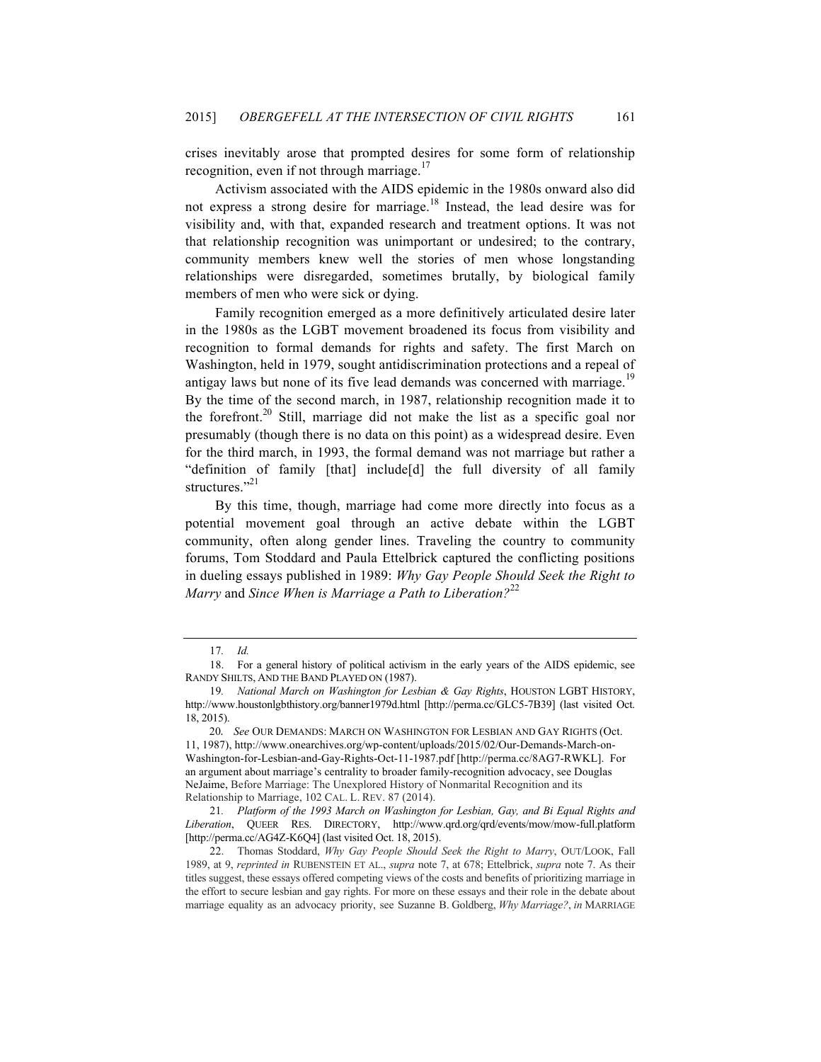crises inevitably arose that prompted desires for some form of relationship recognition, even if not through marriage.[17]

Activism associated with the AIDS epidemic in the 1980s onward also did not express a strong desire for marriage.[18] Instead, the lead desire was for visibility and, with that, expanded research and treatment options. It was not that relationship recognition was unimportant or undesired; to the contrary, community members knew well the stories of men whose longstanding relationships were disregarded, sometimes brutally, by biological family members of men who were sick or dying.

Family recognition emerged as a more definitively articulated desire later in the 1980s as the LGBT movement broadened its focus from visibility and recognition to formal demands for rights and safety. The first March on Washington, held in 1979, sought antidiscrimination protections and a repeal of antigay laws but none of its five lead demands was concerned with marriage.[19] By the time of the second march, in 1987, relationship recognition made it to the forefront.[20] Still, marriage did not make the list as a specific goal nor presumably (though there is no data on this point) as a widespread desire. Even for the third march, in 1993, the formal demand was not marriage but rather a "definition of family [that] include[d] the full diversity of all family structures."[21]

By this time, though, marriage had come more directly into focus as a potential movement goal through an active debate within the LGBT community, often along gender lines. Traveling the country to community forums, Tom Stoddard and Paula Ettelbrick captured the conflicting positions in dueling essays published in 1989: *Why Gay People Should Seek the Right to Marry* and *Since When is Marriage a Path to Liberation?*[22]

---

17. *Id.*

18. For a general history of political activism in the early years of the AIDS epidemic, see RANDY SHILTS, AND THE BAND PLAYED ON (1987).

19. *National March on Washington for Lesbian & Gay Rights*, HOUSTON LGBT HISTORY, http://www.houstonlgbthistory.org/banner1979d.html [http://perma.cc/GLC5-7B39] (last visited Oct. 18, 2015).

20. *See* OUR DEMANDS: MARCH ON WASHINGTON FOR LESBIAN AND GAY RIGHTS (Oct. 11, 1987), http://www.onearchives.org/wp-content/uploads/2015/02/Our-Demands-March-on-Washington-for-Lesbian-and-Gay-Rights-Oct-11-1987.pdf [http://perma.cc/8AG7-RWKL]. For an argument about marriage's centrality to broader family-recognition advocacy, see Douglas NeJaime, Before Marriage: The Unexplored History of Nonmarital Recognition and its Relationship to Marriage, 102 CAL. L. REV. 87 (2014).

21. *Platform of the 1993 March on Washington for Lesbian, Gay, and Bi Equal Rights and Liberation*, QUEER RES. DIRECTORY, http://www.qrd.org/qrd/events/mow/mow-full.platform [http://perma.cc/AG4Z-K6Q4] (last visited Oct. 18, 2015).

22. Thomas Stoddard, *Why Gay People Should Seek the Right to Marry*, OUT/LOOK, Fall 1989, at 9, *reprinted in* RUBENSTEIN ET AL., *supra* note 7, at 678; Ettelbrick, *supra* note 7. As their titles suggest, these essays offered competing views of the costs and benefits of prioritizing marriage in the effort to secure lesbian and gay rights. For more on these essays and their role in the debate about marriage equality as an advocacy priority, see Suzanne B. Goldberg, *Why Marriage?*, *in* MARRIAGE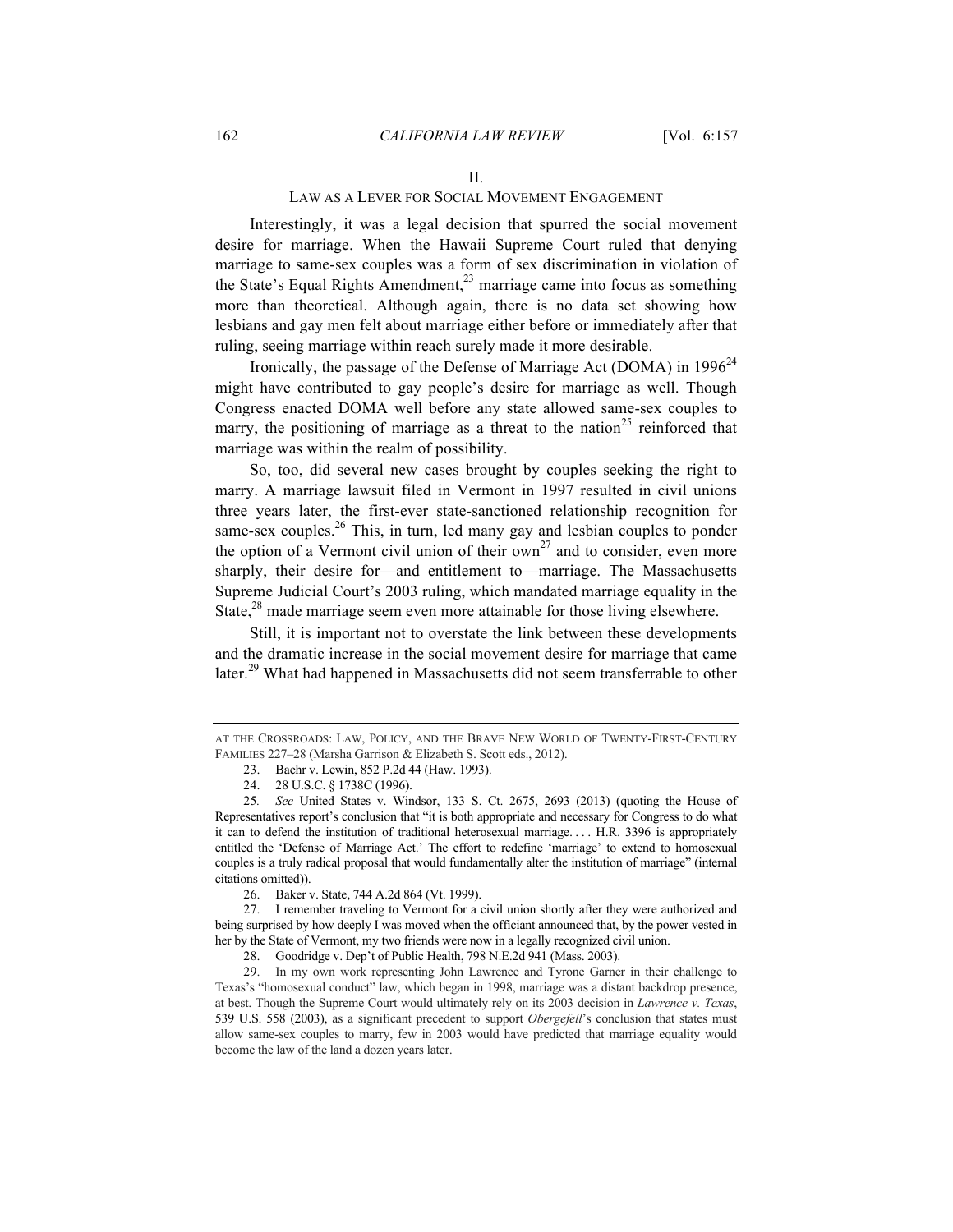## II.

### LAW AS A LEVER FOR SOCIAL MOVEMENT ENGAGEMENT

Interestingly, it was a legal decision that spurred the social movement desire for marriage. When the Hawaii Supreme Court ruled that denying marriage to same-sex couples was a form of sex discrimination in violation of the State's Equal Rights Amendment,[23] marriage came into focus as something more than theoretical. Although again, there is no data set showing how lesbians and gay men felt about marriage either before or immediately after that ruling, seeing marriage within reach surely made it more desirable.

Ironically, the passage of the Defense of Marriage Act (DOMA) in 1996[24] might have contributed to gay people's desire for marriage as well. Though Congress enacted DOMA well before any state allowed same-sex couples to marry, the positioning of marriage as a threat to the nation[25] reinforced that marriage was within the realm of possibility.

So, too, did several new cases brought by couples seeking the right to marry. A marriage lawsuit filed in Vermont in 1997 resulted in civil unions three years later, the first-ever state-sanctioned relationship recognition for same-sex couples.[26] This, in turn, led many gay and lesbian couples to ponder the option of a Vermont civil union of their own[27] and to consider, even more sharply, their desire for—and entitlement to—marriage. The Massachusetts Supreme Judicial Court's 2003 ruling, which mandated marriage equality in the State,[28] made marriage seem even more attainable for those living elsewhere.

Still, it is important not to overstate the link between these developments and the dramatic increase in the social movement desire for marriage that came later.[29] What had happened in Massachusetts did not seem transferrable to other

---

AT THE CROSSROADS: LAW, POLICY, AND THE BRAVE NEW WORLD OF TWENTY-FIRST-CENTURY FAMILIES 227–28 (Marsha Garrison & Elizabeth S. Scott eds., 2012).

23. Baehr v. Lewin, 852 P.2d 44 (Haw. 1993).

24. 28 U.S.C. § 1738C (1996).

25. *See* United States v. Windsor, 133 S. Ct. 2675, 2693 (2013) (quoting the House of Representatives report's conclusion that "it is both appropriate and necessary for Congress to do what it can to defend the institution of traditional heterosexual marriage. . . . H.R. 3396 is appropriately entitled the 'Defense of Marriage Act.' The effort to redefine 'marriage' to extend to homosexual couples is a truly radical proposal that would fundamentally alter the institution of marriage" (internal citations omitted)).

26. Baker v. State, 744 A.2d 864 (Vt. 1999).

27. I remember traveling to Vermont for a civil union shortly after they were authorized and being surprised by how deeply I was moved when the officiant announced that, by the power vested in her by the State of Vermont, my two friends were now in a legally recognized civil union.

28. Goodridge v. Dep't of Public Health, 798 N.E.2d 941 (Mass. 2003).

29. In my own work representing John Lawrence and Tyrone Garner in their challenge to Texas's "homosexual conduct" law, which began in 1998, marriage was a distant backdrop presence, at best. Though the Supreme Court would ultimately rely on its 2003 decision in *Lawrence v. Texas*, 539 U.S. 558 (2003), as a significant precedent to support *Obergefell*'s conclusion that states must allow same-sex couples to marry, few in 2003 would have predicted that marriage equality would become the law of the land a dozen years later.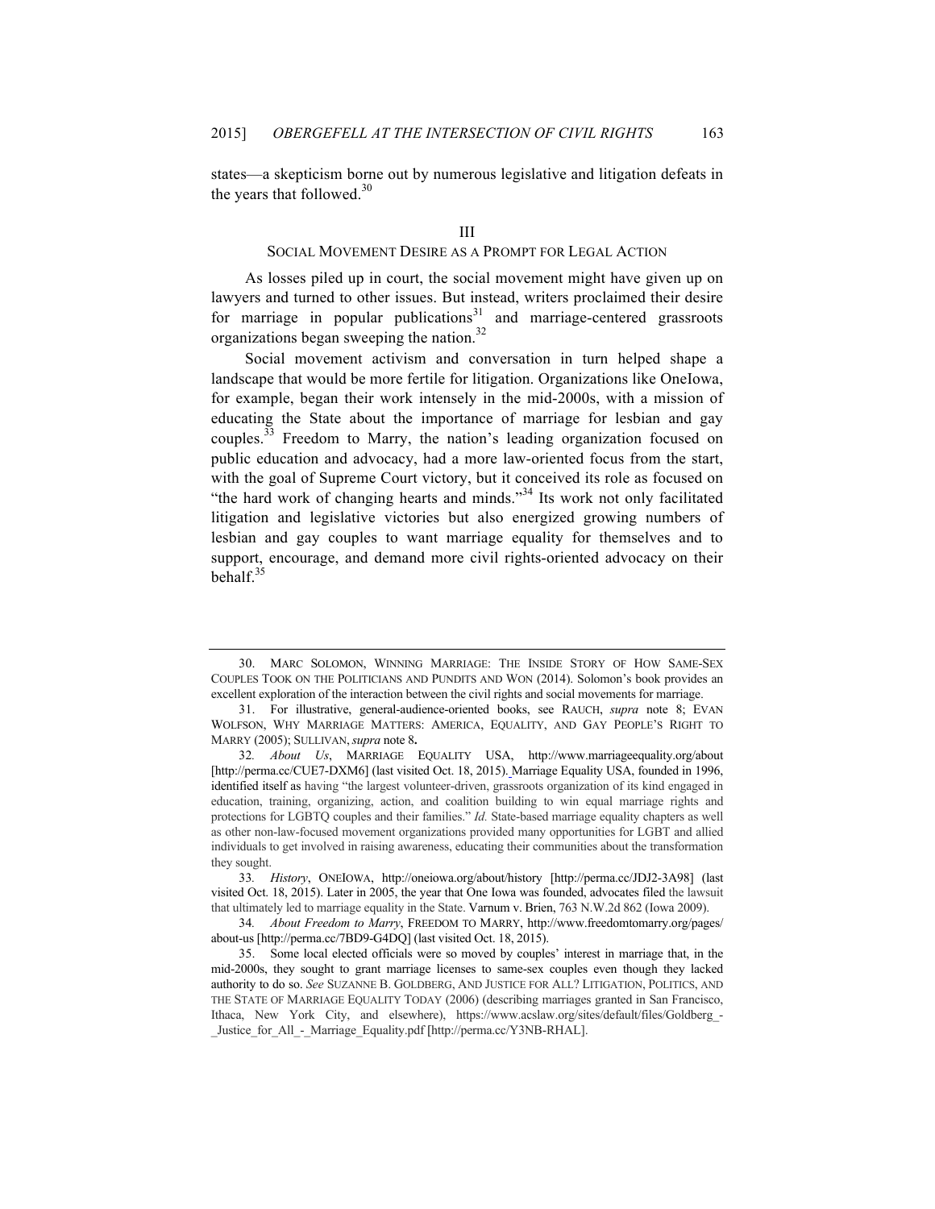states—a skepticism borne out by numerous legislative and litigation defeats in the years that followed.[30]

## III
## SOCIAL MOVEMENT DESIRE AS A PROMPT FOR LEGAL ACTION

As losses piled up in court, the social movement might have given up on lawyers and turned to other issues. But instead, writers proclaimed their desire for marriage in popular publications[31] and marriage-centered grassroots organizations began sweeping the nation.[32]

Social movement activism and conversation in turn helped shape a landscape that would be more fertile for litigation. Organizations like OneIowa, for example, began their work intensely in the mid-2000s, with a mission of educating the State about the importance of marriage for lesbian and gay couples.[33] Freedom to Marry, the nation's leading organization focused on public education and advocacy, had a more law-oriented focus from the start, with the goal of Supreme Court victory, but it conceived its role as focused on "the hard work of changing hearts and minds."[34] Its work not only facilitated litigation and legislative victories but also energized growing numbers of lesbian and gay couples to want marriage equality for themselves and to support, encourage, and demand more civil rights-oriented advocacy on their behalf.[35]

---

30. MARC SOLOMON, WINNING MARRIAGE: THE INSIDE STORY OF HOW SAME-SEX COUPLES TOOK ON THE POLITICIANS AND PUNDITS AND WON (2014). Solomon's book provides an excellent exploration of the interaction between the civil rights and social movements for marriage.

31. For illustrative, general-audience-oriented books, see RAUCH, *supra* note 8; EVAN WOLFSON, WHY MARRIAGE MATTERS: AMERICA, EQUALITY, AND GAY PEOPLE'S RIGHT TO MARRY (2005); SULLIVAN, *supra* note 8**.**

32. *About Us*, MARRIAGE EQUALITY USA, http://www.marriageequality.org/about [http://perma.cc/CUE7-DXM6] (last visited Oct. 18, 2015). Marriage Equality USA, founded in 1996, identified itself as having "the largest volunteer-driven, grassroots organization of its kind engaged in education, training, organizing, action, and coalition building to win equal marriage rights and protections for LGBTQ couples and their families." *Id.* State-based marriage equality chapters as well as other non-law-focused movement organizations provided many opportunities for LGBT and allied individuals to get involved in raising awareness, educating their communities about the transformation they sought.

33. *History*, ONEIOWA, http://oneiowa.org/about/history [http://perma.cc/JDJ2-3A98] (last visited Oct. 18, 2015). Later in 2005, the year that One Iowa was founded, advocates filed the lawsuit that ultimately led to marriage equality in the State. Varnum v. Brien, 763 N.W.2d 862 (Iowa 2009).

34. *About Freedom to Marry*, FREEDOM TO MARRY, http://www.freedomtomarry.org/pages/about-us [http://perma.cc/7BD9-G4DQ] (last visited Oct. 18, 2015).

35. Some local elected officials were so moved by couples' interest in marriage that, in the mid-2000s, they sought to grant marriage licenses to same-sex couples even though they lacked authority to do so. *See* SUZANNE B. GOLDBERG, AND JUSTICE FOR ALL? LITIGATION, POLITICS, AND THE STATE OF MARRIAGE EQUALITY TODAY (2006) (describing marriages granted in San Francisco, Ithaca, New York City, and elsewhere), https://www.acslaw.org/sites/default/files/Goldberg_-_Justice_for_All_-_Marriage_Equality.pdf [http://perma.cc/Y3NB-RHAL].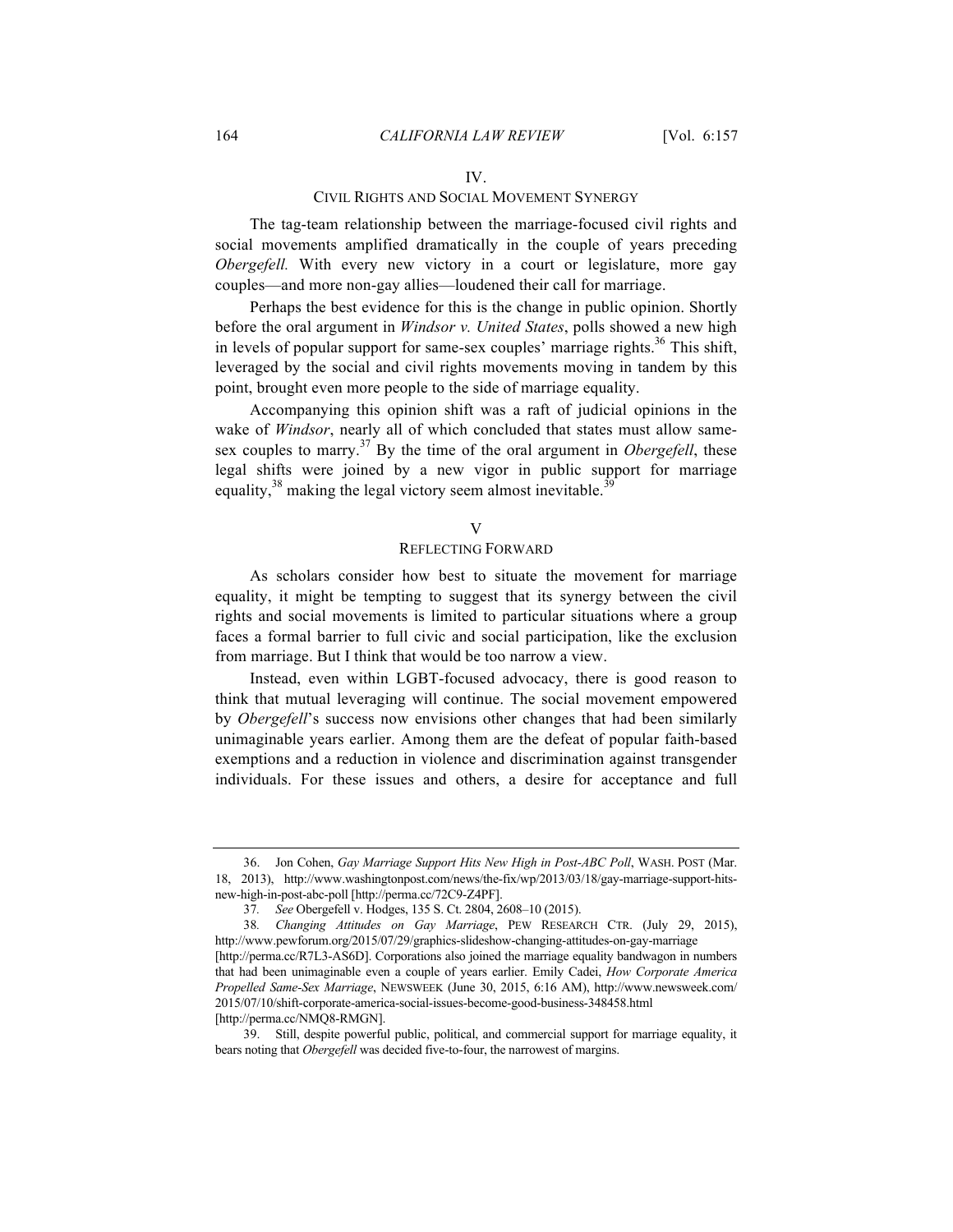## IV.
## CIVIL RIGHTS AND SOCIAL MOVEMENT SYNERGY

The tag-team relationship between the marriage-focused civil rights and social movements amplified dramatically in the couple of years preceding *Obergefell.* With every new victory in a court or legislature, more gay couples—and more non-gay allies—loudened their call for marriage.

Perhaps the best evidence for this is the change in public opinion. Shortly before the oral argument in *Windsor v. United States*, polls showed a new high in levels of popular support for same-sex couples' marriage rights.[36] This shift, leveraged by the social and civil rights movements moving in tandem by this point, brought even more people to the side of marriage equality.

Accompanying this opinion shift was a raft of judicial opinions in the wake of *Windsor*, nearly all of which concluded that states must allow same-sex couples to marry.[37] By the time of the oral argument in *Obergefell*, these legal shifts were joined by a new vigor in public support for marriage equality,[38] making the legal victory seem almost inevitable.[39]

## V
## REFLECTING FORWARD

As scholars consider how best to situate the movement for marriage equality, it might be tempting to suggest that its synergy between the civil rights and social movements is limited to particular situations where a group faces a formal barrier to full civic and social participation, like the exclusion from marriage. But I think that would be too narrow a view.

Instead, even within LGBT-focused advocacy, there is good reason to think that mutual leveraging will continue. The social movement empowered by *Obergefell*'s success now envisions other changes that had been similarly unimaginable years earlier. Among them are the defeat of popular faith-based exemptions and a reduction in violence and discrimination against transgender individuals. For these issues and others, a desire for acceptance and full

---

36. Jon Cohen, *Gay Marriage Support Hits New High in Post-ABC Poll*, WASH. POST (Mar. 18, 2013), http://www.washingtonpost.com/news/the-fix/wp/2013/03/18/gay-marriage-support-hits-new-high-in-post-abc-poll [http://perma.cc/72C9-Z4PF].

37. *See* Obergefell v. Hodges, 135 S. Ct. 2804, 2608–10 (2015).

38. *Changing Attitudes on Gay Marriage*, PEW RESEARCH CTR. (July 29, 2015), http://www.pewforum.org/2015/07/29/graphics-slideshow-changing-attitudes-on-gay-marriage [http://perma.cc/R7L3-AS6D]. Corporations also joined the marriage equality bandwagon in numbers that had been unimaginable even a couple of years earlier. Emily Cadei, *How Corporate America Propelled Same-Sex Marriage*, NEWSWEEK (June 30, 2015, 6:16 AM), http://www.newsweek.com/2015/07/10/shift-corporate-america-social-issues-become-good-business-348458.html [http://perma.cc/NMQ8-RMGN].

39. Still, despite powerful public, political, and commercial support for marriage equality, it bears noting that *Obergefell* was decided five-to-four, the narrowest of margins.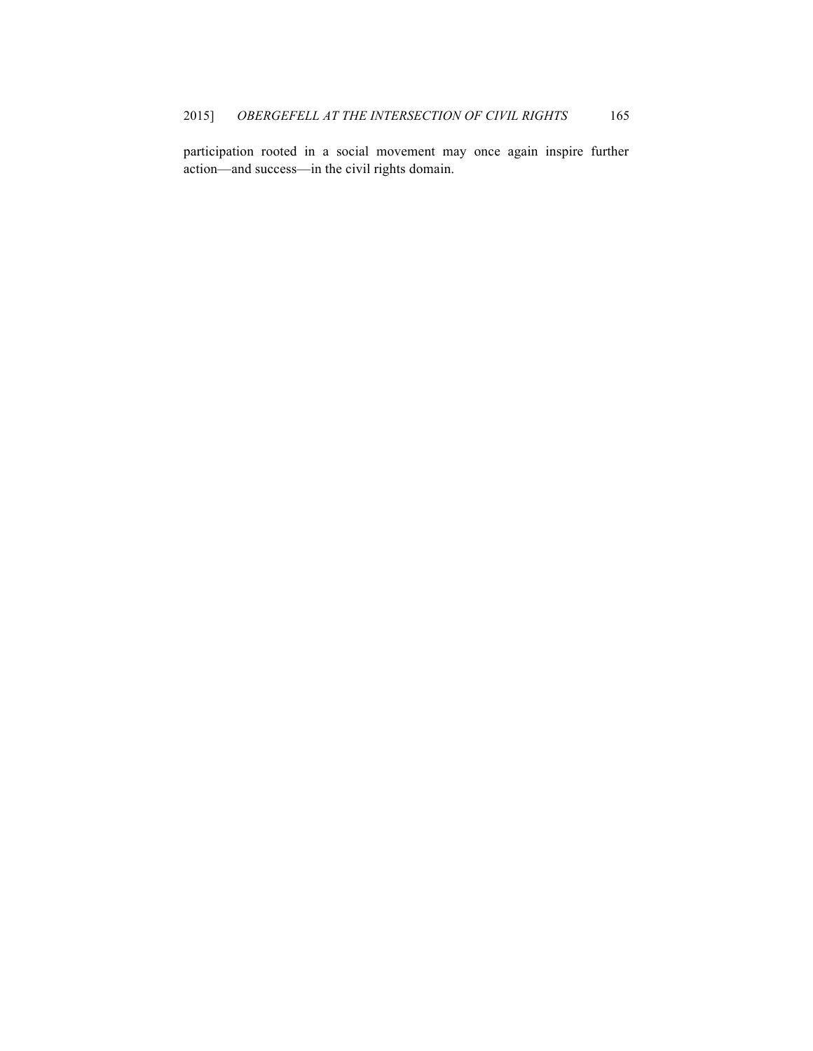participation rooted in a social movement may once again inspire further action—and success—in the civil rights domain.